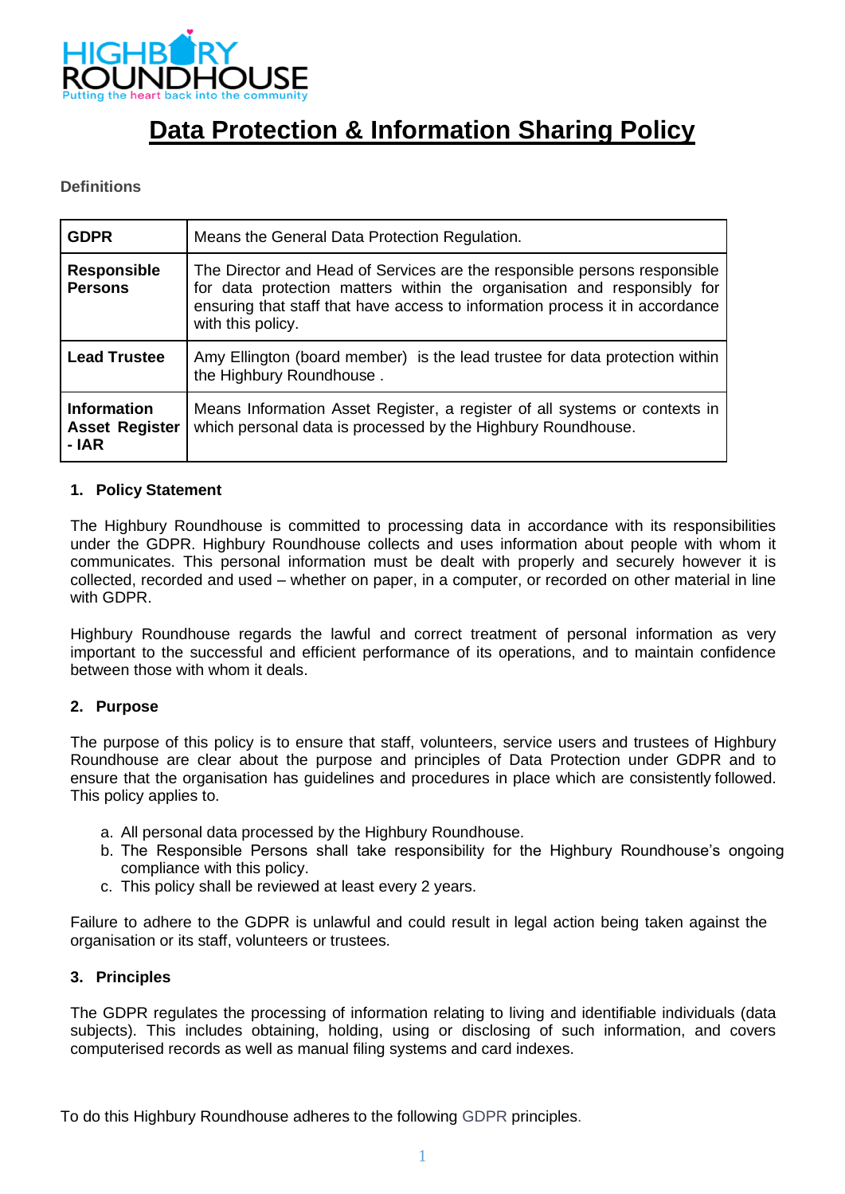# Data Protection & Information Sharing Policy

**Definitions**

| | |
|---|---|
| **GDPR** | Means the General Data Protection Regulation. |
| **Responsible Persons** | The Director and Head of Services are the responsible persons responsible for data protection matters within the organisation and responsibly for ensuring that staff that have access to information process it in accordance with this policy. |
| **Lead Trustee** | Amy Ellington (board member) is the lead trustee for data protection within the Highbury Roundhouse . |
| **Information Asset Register - IAR** | Means Information Asset Register, a register of all systems or contexts in which personal data is processed by the Highbury Roundhouse. |

## 1. Policy Statement

The Highbury Roundhouse is committed to processing data in accordance with its responsibilities under the GDPR. Highbury Roundhouse collects and uses information about people with whom it communicates. This personal information must be dealt with properly and securely however it is collected, recorded and used – whether on paper, in a computer, or recorded on other material in line with GDPR.

Highbury Roundhouse regards the lawful and correct treatment of personal information as very important to the successful and efficient performance of its operations, and to maintain confidence between those with whom it deals.

## 2. Purpose

The purpose of this policy is to ensure that staff, volunteers, service users and trustees of Highbury Roundhouse are clear about the purpose and principles of Data Protection under GDPR and to ensure that the organisation has guidelines and procedures in place which are consistently followed. This policy applies to.

a. All personal data processed by the Highbury Roundhouse.
b. The Responsible Persons shall take responsibility for the Highbury Roundhouse's ongoing compliance with this policy.
c. This policy shall be reviewed at least every 2 years.

Failure to adhere to the GDPR is unlawful and could result in legal action being taken against the organisation or its staff, volunteers or trustees.

## 3. Principles

The GDPR regulates the processing of information relating to living and identifiable individuals (data subjects). This includes obtaining, holding, using or disclosing of such information, and covers computerised records as well as manual filing systems and card indexes.

To do this Highbury Roundhouse adheres to the following GDPR principles.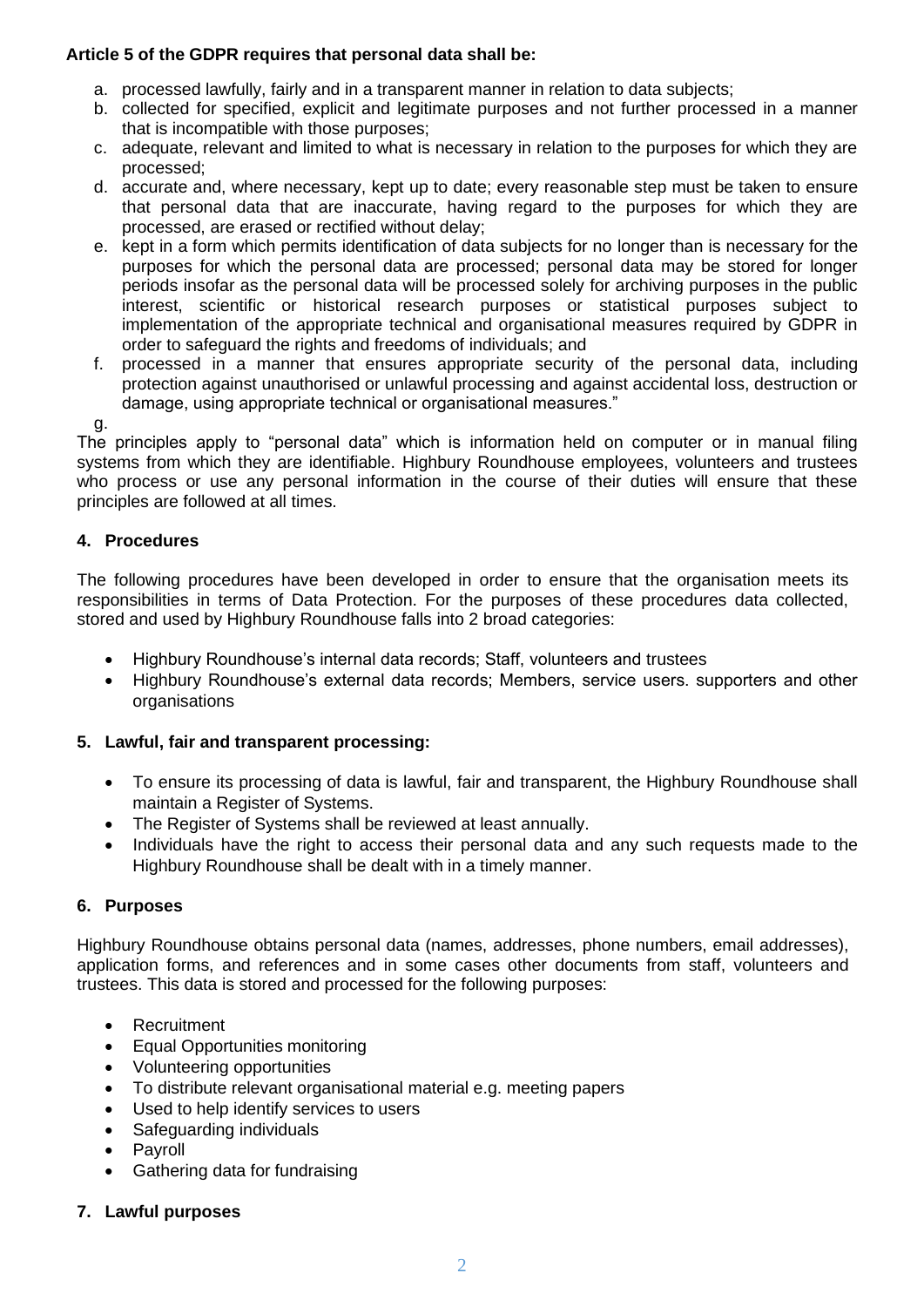**Article 5 of the GDPR requires that personal data shall be:**

a. processed lawfully, fairly and in a transparent manner in relation to data subjects;
b. collected for specified, explicit and legitimate purposes and not further processed in a manner that is incompatible with those purposes;
c. adequate, relevant and limited to what is necessary in relation to the purposes for which they are processed;
d. accurate and, where necessary, kept up to date; every reasonable step must be taken to ensure that personal data that are inaccurate, having regard to the purposes for which they are processed, are erased or rectified without delay;
e. kept in a form which permits identification of data subjects for no longer than is necessary for the purposes for which the personal data are processed; personal data may be stored for longer periods insofar as the personal data will be processed solely for archiving purposes in the public interest, scientific or historical research purposes or statistical purposes subject to implementation of the appropriate technical and organisational measures required by GDPR in order to safeguard the rights and freedoms of individuals; and
f. processed in a manner that ensures appropriate security of the personal data, including protection against unauthorised or unlawful processing and against accidental loss, destruction or damage, using appropriate technical or organisational measures."
g.

The principles apply to "personal data" which is information held on computer or in manual filing systems from which they are identifiable. Highbury Roundhouse employees, volunteers and trustees who process or use any personal information in the course of their duties will ensure that these principles are followed at all times.

## 4. Procedures

The following procedures have been developed in order to ensure that the organisation meets its responsibilities in terms of Data Protection. For the purposes of these procedures data collected, stored and used by Highbury Roundhouse falls into 2 broad categories:

- Highbury Roundhouse's internal data records; Staff, volunteers and trustees
- Highbury Roundhouse's external data records; Members, service users. supporters and other organisations

## 5. Lawful, fair and transparent processing:

- To ensure its processing of data is lawful, fair and transparent, the Highbury Roundhouse shall maintain a Register of Systems.
- The Register of Systems shall be reviewed at least annually.
- Individuals have the right to access their personal data and any such requests made to the Highbury Roundhouse shall be dealt with in a timely manner.

## 6. Purposes

Highbury Roundhouse obtains personal data (names, addresses, phone numbers, email addresses), application forms, and references and in some cases other documents from staff, volunteers and trustees. This data is stored and processed for the following purposes:

- Recruitment
- Equal Opportunities monitoring
- Volunteering opportunities
- To distribute relevant organisational material e.g. meeting papers
- Used to help identify services to users
- Safeguarding individuals
- Payroll
- Gathering data for fundraising

## 7. Lawful purposes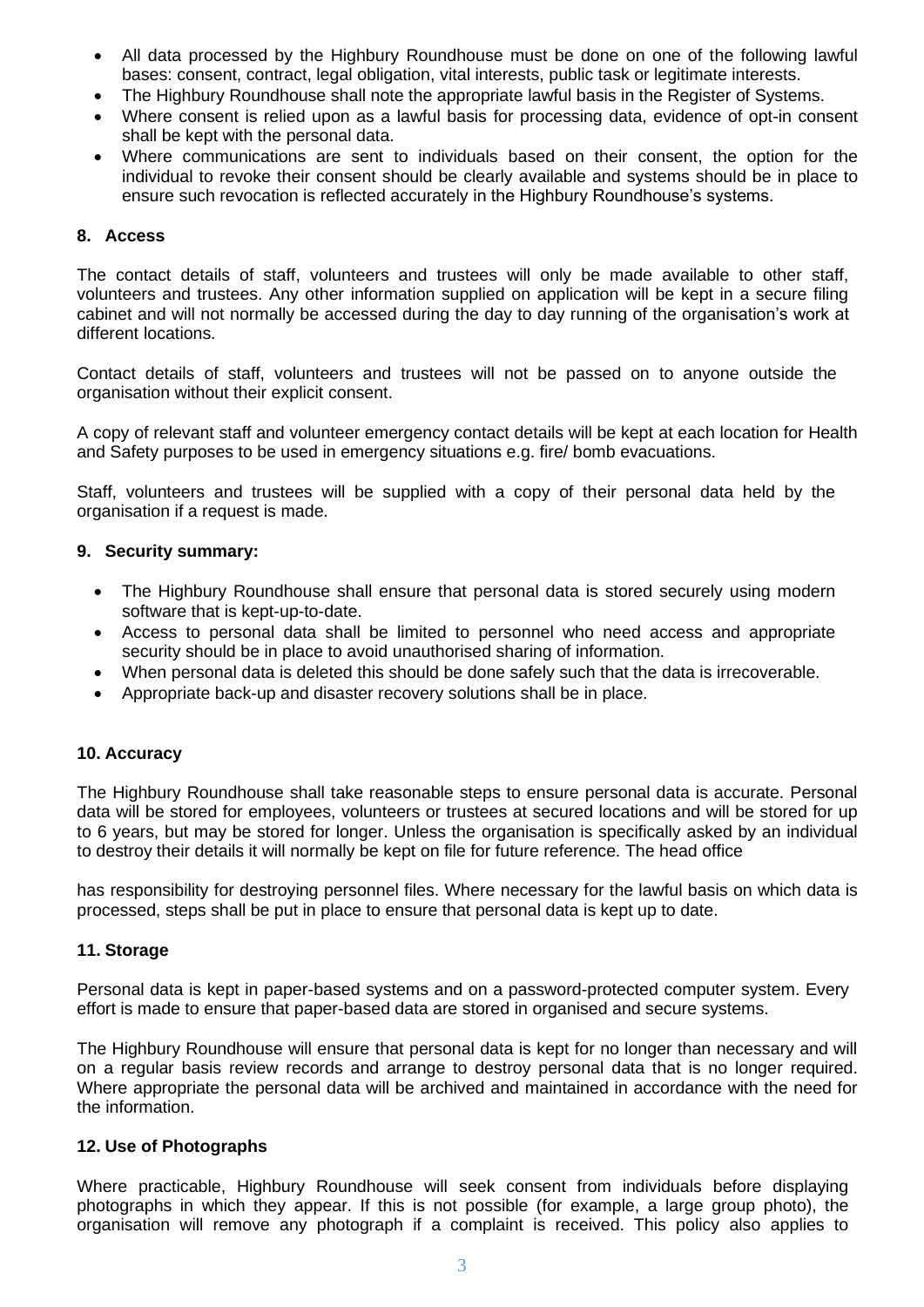- All data processed by the Highbury Roundhouse must be done on one of the following lawful bases: consent, contract, legal obligation, vital interests, public task or legitimate interests.
- The Highbury Roundhouse shall note the appropriate lawful basis in the Register of Systems.
- Where consent is relied upon as a lawful basis for processing data, evidence of opt-in consent shall be kept with the personal data.
- Where communications are sent to individuals based on their consent, the option for the individual to revoke their consent should be clearly available and systems should be in place to ensure such revocation is reflected accurately in the Highbury Roundhouse's systems.

## 8. Access

The contact details of staff, volunteers and trustees will only be made available to other staff, volunteers and trustees. Any other information supplied on application will be kept in a secure filing cabinet and will not normally be accessed during the day to day running of the organisation's work at different locations.

Contact details of staff, volunteers and trustees will not be passed on to anyone outside the organisation without their explicit consent.

A copy of relevant staff and volunteer emergency contact details will be kept at each location for Health and Safety purposes to be used in emergency situations e.g. fire/ bomb evacuations.

Staff, volunteers and trustees will be supplied with a copy of their personal data held by the organisation if a request is made.

## 9. Security summary:

- The Highbury Roundhouse shall ensure that personal data is stored securely using modern software that is kept-up-to-date.
- Access to personal data shall be limited to personnel who need access and appropriate security should be in place to avoid unauthorised sharing of information.
- When personal data is deleted this should be done safely such that the data is irrecoverable.
- Appropriate back-up and disaster recovery solutions shall be in place.

## 10. Accuracy

The Highbury Roundhouse shall take reasonable steps to ensure personal data is accurate. Personal data will be stored for employees, volunteers or trustees at secured locations and will be stored for up to 6 years, but may be stored for longer. Unless the organisation is specifically asked by an individual to destroy their details it will normally be kept on file for future reference. The head office

has responsibility for destroying personnel files. Where necessary for the lawful basis on which data is processed, steps shall be put in place to ensure that personal data is kept up to date.

## 11. Storage

Personal data is kept in paper-based systems and on a password-protected computer system. Every effort is made to ensure that paper-based data are stored in organised and secure systems.

The Highbury Roundhouse will ensure that personal data is kept for no longer than necessary and will on a regular basis review records and arrange to destroy personal data that is no longer required. Where appropriate the personal data will be archived and maintained in accordance with the need for the information.

## 12. Use of Photographs

Where practicable, Highbury Roundhouse will seek consent from individuals before displaying photographs in which they appear. If this is not possible (for example, a large group photo), the organisation will remove any photograph if a complaint is received. This policy also applies to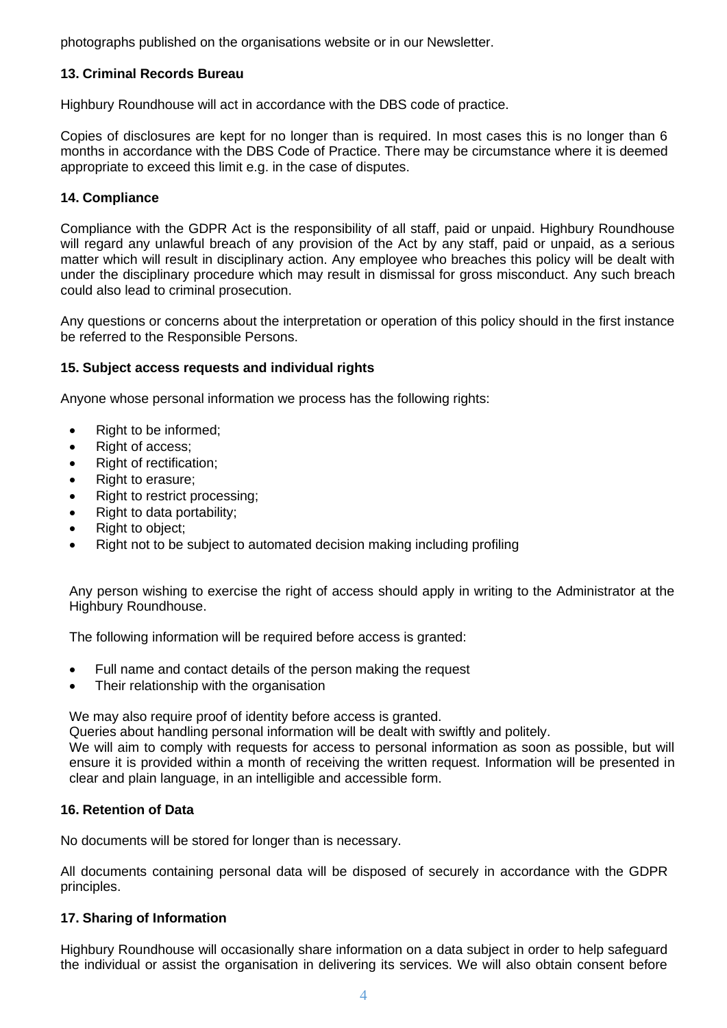photographs published on the organisations website or in our Newsletter.

### 13. Criminal Records Bureau

Highbury Roundhouse will act in accordance with the DBS code of practice.

Copies of disclosures are kept for no longer than is required. In most cases this is no longer than 6 months in accordance with the DBS Code of Practice. There may be circumstance where it is deemed appropriate to exceed this limit e.g. in the case of disputes.

### 14. Compliance

Compliance with the GDPR Act is the responsibility of all staff, paid or unpaid. Highbury Roundhouse will regard any unlawful breach of any provision of the Act by any staff, paid or unpaid, as a serious matter which will result in disciplinary action. Any employee who breaches this policy will be dealt with under the disciplinary procedure which may result in dismissal for gross misconduct. Any such breach could also lead to criminal prosecution.

Any questions or concerns about the interpretation or operation of this policy should in the first instance be referred to the Responsible Persons.

### 15. Subject access requests and individual rights

Anyone whose personal information we process has the following rights:

- Right to be informed;
- Right of access;
- Right of rectification;
- Right to erasure;
- Right to restrict processing;
- Right to data portability;
- Right to object;
- Right not to be subject to automated decision making including profiling

Any person wishing to exercise the right of access should apply in writing to the Administrator at the Highbury Roundhouse.

The following information will be required before access is granted:

- Full name and contact details of the person making the request
- Their relationship with the organisation

We may also require proof of identity before access is granted.
Queries about handling personal information will be dealt with swiftly and politely.
We will aim to comply with requests for access to personal information as soon as possible, but will ensure it is provided within a month of receiving the written request. Information will be presented in clear and plain language, in an intelligible and accessible form.

### 16. Retention of Data

No documents will be stored for longer than is necessary.

All documents containing personal data will be disposed of securely in accordance with the GDPR principles.

### 17. Sharing of Information

Highbury Roundhouse will occasionally share information on a data subject in order to help safeguard the individual or assist the organisation in delivering its services. We will also obtain consent before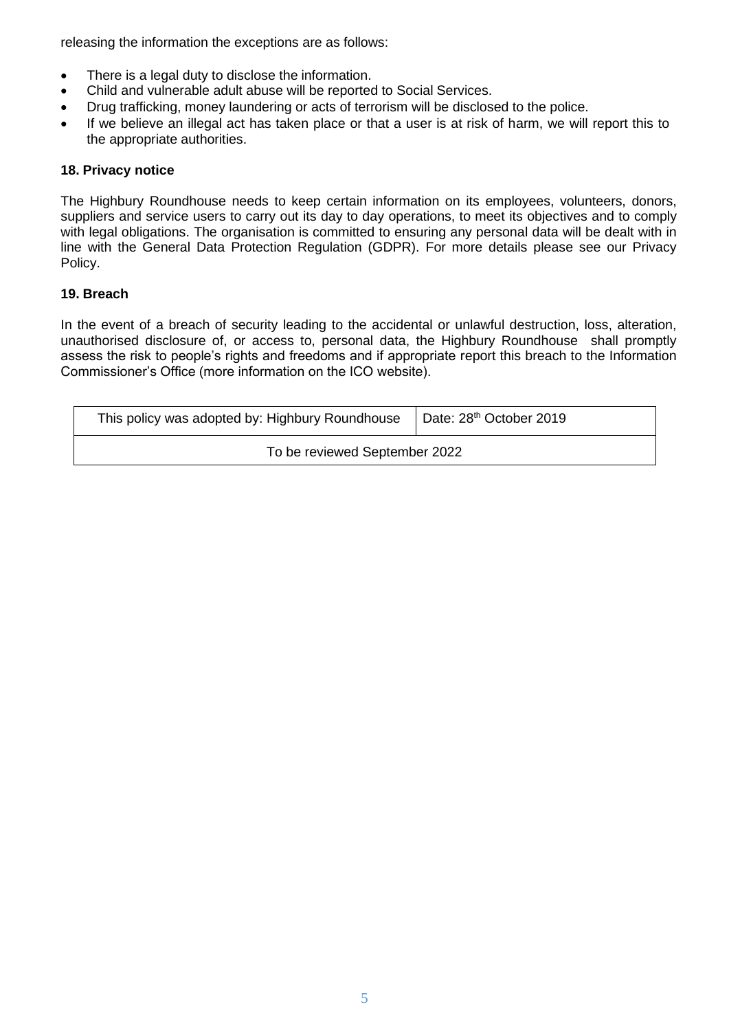releasing the information the exceptions are as follows:

- There is a legal duty to disclose the information.
- Child and vulnerable adult abuse will be reported to Social Services.
- Drug trafficking, money laundering or acts of terrorism will be disclosed to the police.
- If we believe an illegal act has taken place or that a user is at risk of harm, we will report this to the appropriate authorities.

### 18. Privacy notice

The Highbury Roundhouse needs to keep certain information on its employees, volunteers, donors, suppliers and service users to carry out its day to day operations, to meet its objectives and to comply with legal obligations. The organisation is committed to ensuring any personal data will be dealt with in line with the General Data Protection Regulation (GDPR). For more details please see our Privacy Policy.

### 19. Breach

In the event of a breach of security leading to the accidental or unlawful destruction, loss, alteration, unauthorised disclosure of, or access to, personal data, the Highbury Roundhouse shall promptly assess the risk to people's rights and freedoms and if appropriate report this breach to the Information Commissioner's Office (more information on the ICO website).

| | |
|---|---|
| This policy was adopted by: Highbury Roundhouse | Date: 28th October 2019 |
| To be reviewed September 2022 | |